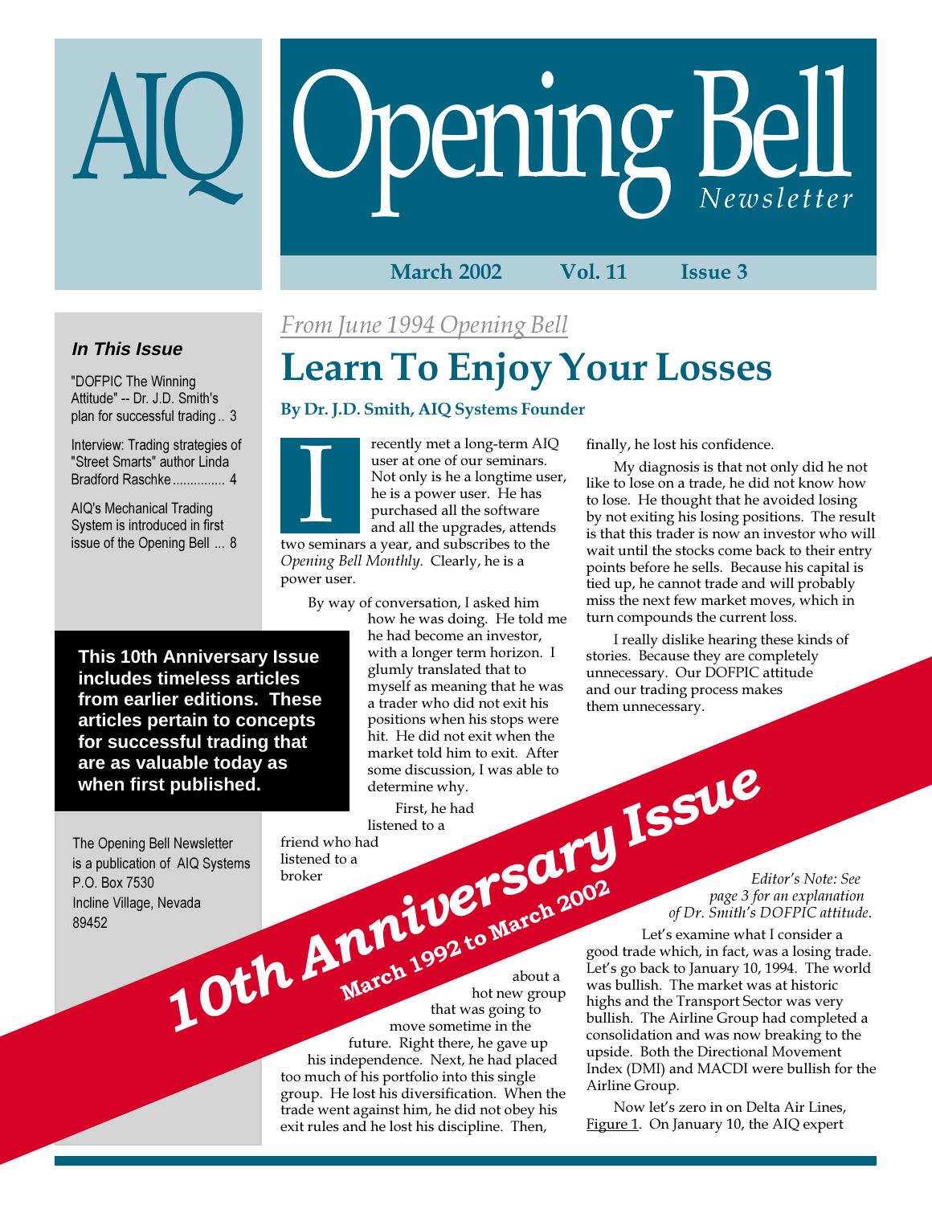# AIQ Opening Bell Newsletter

**March 2002 Vol. 11 Issue 3**

### In This Issue

"DOFPIC The Winning Attitude" -- Dr. J.D. Smith's plan for successful trading .. 3

Interview: Trading strategies of "Street Smarts" author Linda Bradford Raschke .............. 4

AIQ's Mechanical Trading System is introduced in first issue of the Opening Bell ... 8

**This 10th Anniversary Issue includes timeless articles from earlier editions. These articles pertain to concepts for successful trading that are as valuable today as when first published.**

The Opening Bell Newsletter is a publication of AIQ Systems
P.O. Box 7530
Incline Village, Nevada
89452

**10th Anniversary Issue**
**March 1992 to March 2002**

*From June 1994 Opening Bell*

## Learn To Enjoy Your Losses

**By Dr. J.D. Smith, AIQ Systems Founder**

I recently met a long-term AIQ user at one of our seminars. Not only is he a longtime user, he is a power user. He has purchased all the software and all the upgrades, attends two seminars a year, and subscribes to the *Opening Bell Monthly*. Clearly, he is a power user.

By way of conversation, I asked him how he was doing. He told me he had become an investor, with a longer term horizon. I glumly translated that to myself as meaning that he was a trader who did not exit his positions when his stops were hit. He did not exit when the market told him to exit. After some discussion, I was able to determine why.

First, he had listened to a friend who had listened to a broker about a hot new group that was going to move sometime in the future. Right there, he gave up his independence. Next, he had placed too much of his portfolio into this single group. He lost his diversification. When the trade went against him, he did not obey his exit rules and he lost his discipline. Then, finally, he lost his confidence.

My diagnosis is that not only did he not like to lose on a trade, he did not know how to lose. He thought that he avoided losing by not exiting his losing positions. The result is that this trader is now an investor who will wait until the stocks come back to their entry points before he sells. Because his capital is tied up, he cannot trade and will probably miss the next few market moves, which in turn compounds the current loss.

I really dislike hearing these kinds of stories. Because they are completely unnecessary. Our DOFPIC attitude and our trading process makes them unnecessary.

*Editor's Note: See page 3 for an explanation of Dr. Smith's DOFPIC attitude.*

Let's examine what I consider a good trade which, in fact, was a losing trade. Let's go back to January 10, 1994. The world was bullish. The market was at historic highs and the Transport Sector was very bullish. The Airline Group had completed a consolidation and was now breaking to the upside. Both the Directional Movement Index (DMI) and MACDI were bullish for the Airline Group.

Now let's zero in on Delta Air Lines, Figure 1. On January 10, the AIQ expert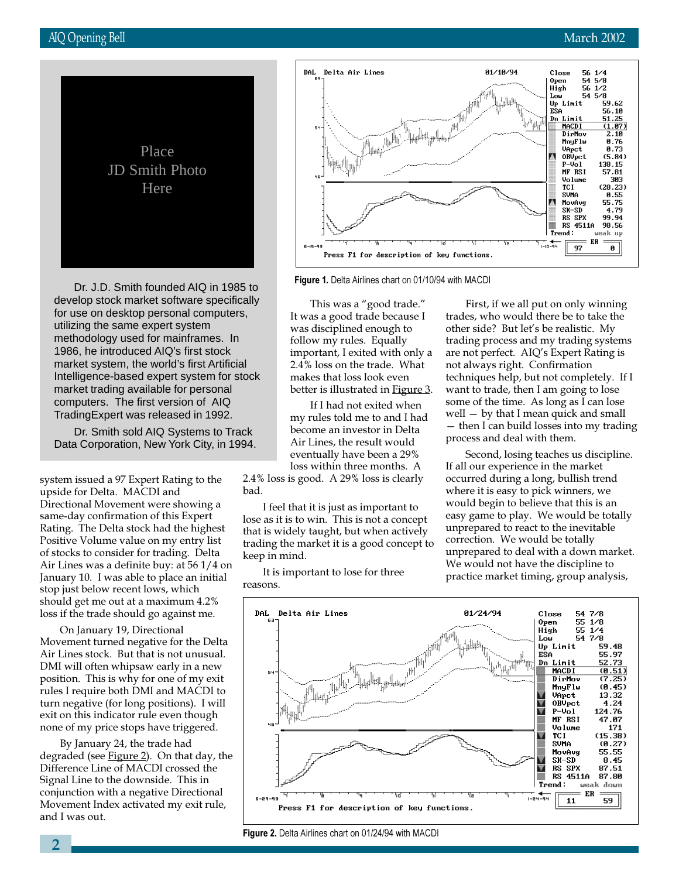Place
JD Smith Photo
Here

Dr. J.D. Smith founded AIQ in 1985 to develop stock market software specifically for use on desktop personal computers, utilizing the same expert system methodology used for mainframes. In 1986, he introduced AIQ's first stock market system, the world's first Artificial Intelligence-based expert system for stock market trading available for personal computers. The first version of AIQ TradingExpert was released in 1992.

Dr. Smith sold AIQ Systems to Track Data Corporation, New York City, in 1994.

system issued a 97 Expert Rating to the upside for Delta. MACDI and Directional Movement were showing a same-day confirmation of this Expert Rating. The Delta stock had the highest Positive Volume value on my entry list of stocks to consider for trading. Delta Air Lines was a definite buy: at 56 1/4 on January 10. I was able to place an initial stop just below recent lows, which should get me out at a maximum 4.2% loss if the trade should go against me.

On January 19, Directional Movement turned negative for the Delta Air Lines stock. But that is not unusual. DMI will often whipsaw early in a new position. This is why for one of my exit rules I require both DMI and MACDI to turn negative (for long positions). I will exit on this indicator rule even though none of my price stops have triggered.

By January 24, the trade had degraded (see Figure 2). On that day, the Difference Line of MACDI crossed the Signal Line to the downside. This in conjunction with a negative Directional Movement Index activated my exit rule, and I was out.

**Figure 1.** Delta Airlines chart on 01/10/94 with MACDI

This was a "good trade." It was a good trade because I was disciplined enough to follow my rules. Equally important, I exited with only a 2.4% loss on the trade. What makes that loss look even better is illustrated in Figure 3.

If I had not exited when my rules told me to and I had become an investor in Delta Air Lines, the result would eventually have been a 29% loss within three months. A 2.4% loss is good. A 29% loss is clearly bad.

I feel that it is just as important to lose as it is to win. This is not a concept that is widely taught, but when actively trading the market it is a good concept to keep in mind.

It is important to lose for three reasons.

First, if we all put on only winning trades, who would there be to take the other side? But let's be realistic. My trading process and my trading systems are not perfect. AIQ's Expert Rating is not always right. Confirmation techniques help, but not completely. If I want to trade, then I am going to lose some of the time. As long as I can lose well — by that I mean quick and small — then I can build losses into my trading process and deal with them.

Second, losing teaches us discipline. If all our experience in the market occurred during a long, bullish trend where it is easy to pick winners, we would begin to believe that this is an easy game to play. We would be totally unprepared to react to the inevitable correction. We would be totally unprepared to deal with a down market. We would not have the discipline to practice market timing, group analysis,

**Figure 2.** Delta Airlines chart on 01/24/94 with MACDI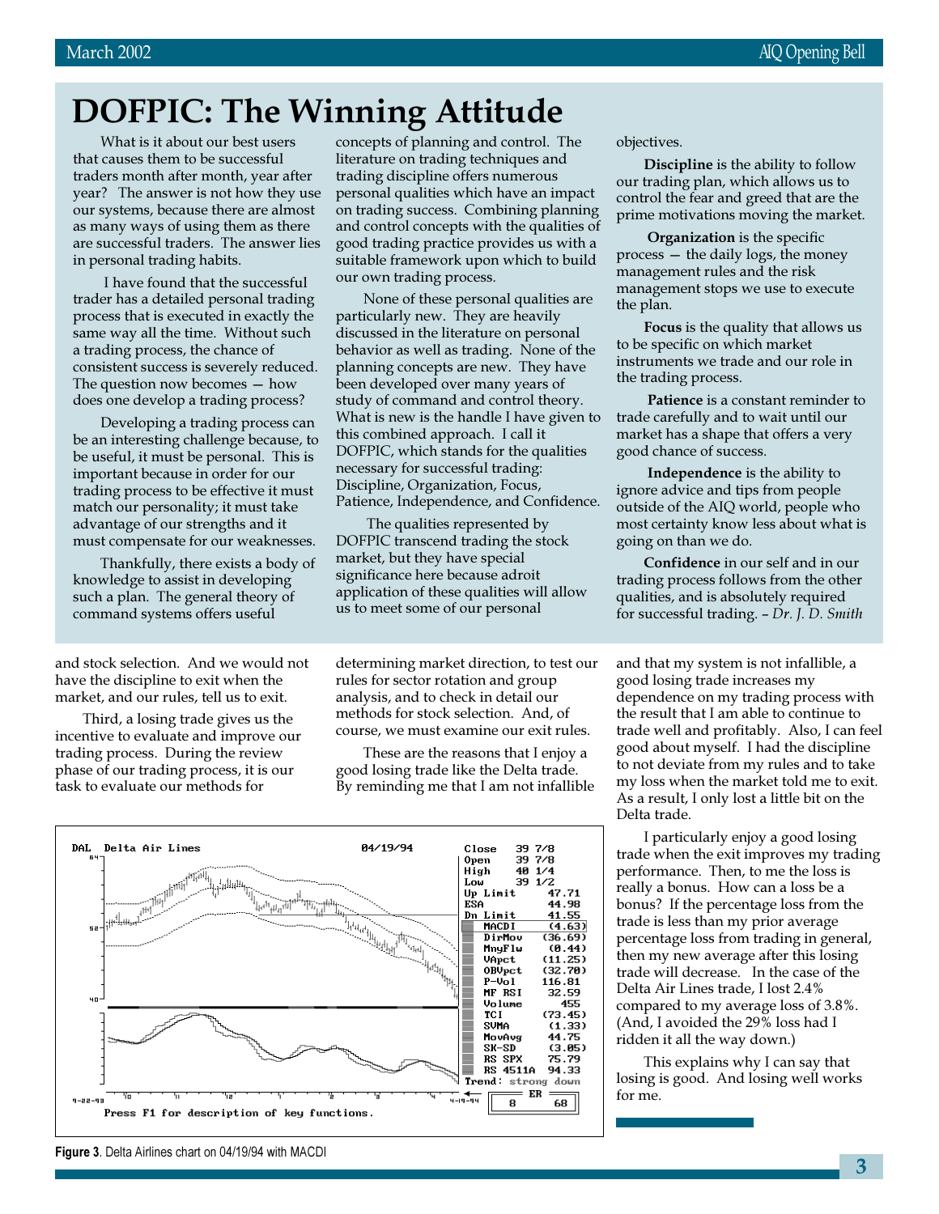# DOFPIC: The Winning Attitude

What is it about our best users that causes them to be successful traders month after month, year after year? The answer is not how they use our systems, because there are almost as many ways of using them as there are successful traders. The answer lies in personal trading habits.

I have found that the successful trader has a detailed personal trading process that is executed in exactly the same way all the time. Without such a trading process, the chance of consistent success is severely reduced. The question now becomes — how does one develop a trading process?

Developing a trading process can be an interesting challenge because, to be useful, it must be personal. This is important because in order for our trading process to be effective it must match our personality; it must take advantage of our strengths and it must compensate for our weaknesses.

Thankfully, there exists a body of knowledge to assist in developing such a plan. The general theory of command systems offers useful concepts of planning and control. The literature on trading techniques and trading discipline offers numerous personal qualities which have an impact on trading success. Combining planning and control concepts with the qualities of good trading practice provides us with a suitable framework upon which to build our own trading process.

None of these personal qualities are particularly new. They are heavily discussed in the literature on personal behavior as well as trading. None of the planning concepts are new. They have been developed over many years of study of command and control theory. What is new is the handle I have given to this combined approach. I call it DOFPIC, which stands for the qualities necessary for successful trading: Discipline, Organization, Focus, Patience, Independence, and Confidence.

The qualities represented by DOFPIC transcend trading the stock market, but they have special significance here because adroit application of these qualities will allow us to meet some of our personal objectives.

**Discipline** is the ability to follow our trading plan, which allows us to control the fear and greed that are the prime motivations moving the market.

**Organization** is the specific process — the daily logs, the money management rules and the risk management stops we use to execute the plan.

**Focus** is the quality that allows us to be specific on which market instruments we trade and our role in the trading process.

**Patience** is a constant reminder to trade carefully and to wait until our market has a shape that offers a very good chance of success.

**Independence** is the ability to ignore advice and tips from people outside of the AIQ world, people who most certainty know less about what is going on than we do.

**Confidence** in our self and in our trading process follows from the other qualities, and is absolutely required for successful trading. – *Dr. J. D. Smith*

---

and stock selection. And we would not have the discipline to exit when the market, and our rules, tell us to exit.

Third, a losing trade gives us the incentive to evaluate and improve our trading process. During the review phase of our trading process, it is our task to evaluate our methods for determining market direction, to test our rules for sector rotation and group analysis, and to check in detail our methods for stock selection. And, of course, we must examine our exit rules.

These are the reasons that I enjoy a good losing trade like the Delta trade. By reminding me that I am not infallible and that my system is not infallible, a good losing trade increases my dependence on my trading process with the result that I am able to continue to trade well and profitably. Also, I can feel good about myself. I had the discipline to not deviate from my rules and to take my loss when the market told me to exit. As a result, I only lost a little bit on the Delta trade.

I particularly enjoy a good losing trade when the exit improves my trading performance. Then, to me the loss is really a bonus. How can a loss be a bonus? If the percentage loss from the trade is less than my prior average percentage loss from trading in general, then my new average after this losing trade will decrease. In the case of the Delta Air Lines trade, I lost 2.4% compared to my average loss of 3.8%. (And, I avoided the 29% loss had I ridden it all the way down.)

This explains why I can say that losing is good. And losing well works for me.

**Figure 3**. Delta Airlines chart on 04/19/94 with MACDI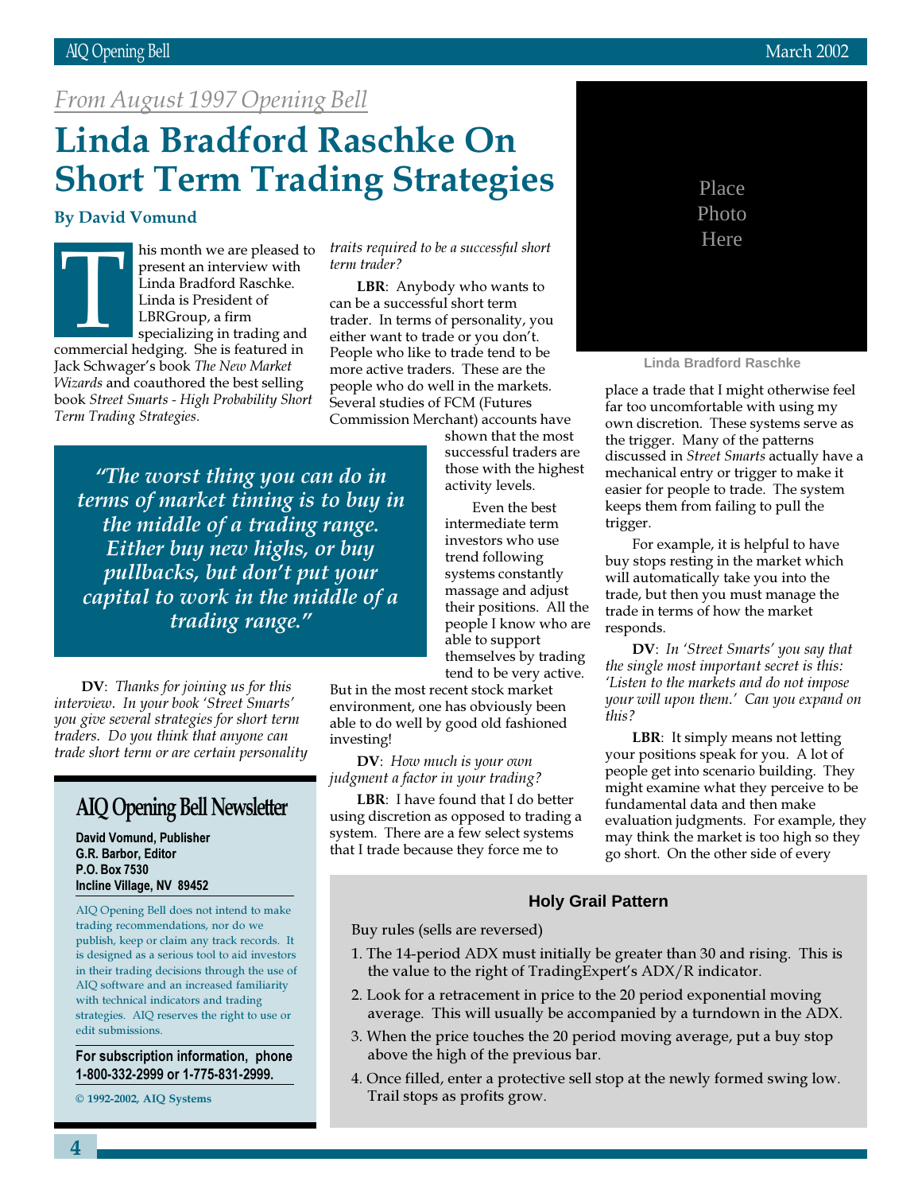*From August 1997 Opening Bell*

# Linda Bradford Raschke On Short Term Trading Strategies

**By David Vomund**

This month we are pleased to present an interview with Linda Bradford Raschke. Linda is President of LBRGroup, a firm specializing in trading and commercial hedging. She is featured in Jack Schwager's book *The New Market Wizards* and coauthored the best selling book *Street Smarts - High Probability Short Term Trading Strategies*.

> *"The worst thing you can do in terms of market timing is to buy in the middle of a trading range. Either buy new highs, or buy pullbacks, but don't put your capital to work in the middle of a trading range."*

**DV**: *Thanks for joining us for this interview. In your book 'Street Smarts' you give several strategies for short term traders. Do you think that anyone can trade short term or are certain personality traits required to be a successful short term trader?*

**LBR**: Anybody who wants to can be a successful short term trader. In terms of personality, you either want to trade or you don't. People who like to trade tend to be more active traders. These are the people who do well in the markets. Several studies of FCM (Futures Commission Merchant) accounts have shown that the most successful traders are those with the highest activity levels.

Even the best intermediate term investors who use trend following systems constantly massage and adjust their positions. All the people I know who are able to support themselves by trading tend to be very active. But in the most recent stock market environment, one has obviously been able to do well by good old fashioned investing!

**DV**: *How much is your own judgment a factor in your trading?*

**LBR**: I have found that I do better using discretion as opposed to trading a system. There are a few select systems that I trade because they force me to place a trade that I might otherwise feel far too uncomfortable with using my own discretion. These systems serve as the trigger. Many of the patterns discussed in *Street Smarts* actually have a mechanical entry or trigger to make it easier for people to trade. The system keeps them from failing to pull the trigger.

For example, it is helpful to have buy stops resting in the market which will automatically take you into the trade, but then you must manage the trade in terms of how the market responds.

**DV**: *In 'Street Smarts' you say that the single most important secret is this: 'Listen to the markets and do not impose your will upon them.' Can you expand on this?*

**LBR**: It simply means not letting your positions speak for you. A lot of people get into scenario building. They might examine what they perceive to be fundamental data and then make evaluation judgments. For example, they may think the market is too high so they go short. On the other side of every

Place Photo Here

Linda Bradford Raschke

### Holy Grail Pattern

Buy rules (sells are reversed)

1. The 14-period ADX must initially be greater than 30 and rising. This is the value to the right of TradingExpert's ADX/R indicator.
2. Look for a retracement in price to the 20 period exponential moving average. This will usually be accompanied by a turndown in the ADX.
3. When the price touches the 20 period moving average, put a buy stop above the high of the previous bar.
4. Once filled, enter a protective sell stop at the newly formed swing low. Trail stops as profits grow.

## AIQ Opening Bell Newsletter

**David Vomund, Publisher**
**G.R. Barbor, Editor**
**P.O. Box 7530**
**Incline Village, NV 89452**

AIQ Opening Bell does not intend to make trading recommendations, nor do we publish, keep or claim any track records. It is designed as a serious tool to aid investors in their trading decisions through the use of AIQ software and an increased familiarity with technical indicators and trading strategies. AIQ reserves the right to use or edit submissions.

**For subscription information, phone 1-800-332-2999 or 1-775-831-2999.**

© 1992-2002, AIQ Systems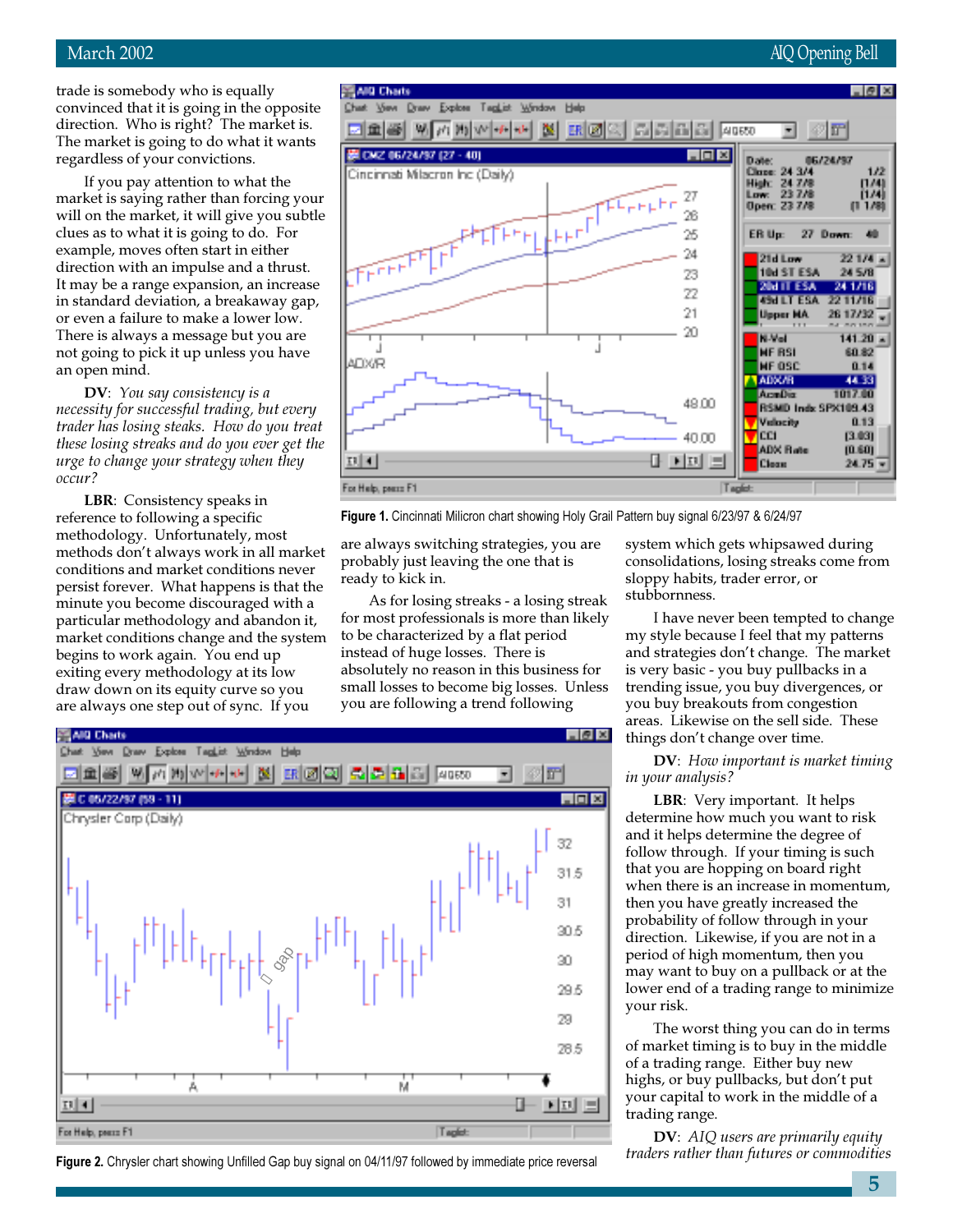trade is somebody who is equally convinced that it is going in the opposite direction. Who is right? The market is. The market is going to do what it wants regardless of your convictions.

If you pay attention to what the market is saying rather than forcing your will on the market, it will give you subtle clues as to what it is going to do. For example, moves often start in either direction with an impulse and a thrust. It may be a range expansion, an increase in standard deviation, a breakaway gap, or even a failure to make a lower low. There is always a message but you are not going to pick it up unless you have an open mind.

**DV**: *You say consistency is a necessity for successful trading, but every trader has losing steaks. How do you treat these losing streaks and do you ever get the urge to change your strategy when they occur?*

**LBR**: Consistency speaks in reference to following a specific methodology. Unfortunately, most methods don't always work in all market conditions and market conditions never persist forever. What happens is that the minute you become discouraged with a particular methodology and abandon it, market conditions change and the system begins to work again. You end up exiting every methodology at its low draw down on its equity curve so you are always one step out of sync. If you are always switching strategies, you are probably just leaving the one that is ready to kick in.

As for losing streaks - a losing streak for most professionals is more than likely to be characterized by a flat period instead of huge losses. There is absolutely no reason in this business for small losses to become big losses. Unless you are following a trend following system which gets whipsawed during consolidations, losing streaks come from sloppy habits, trader error, or stubbornness.

I have never been tempted to change my style because I feel that my patterns and strategies don't change. The market is very basic - you buy pullbacks in a trending issue, you buy divergences, or you buy breakouts from congestion areas. Likewise on the sell side. These things don't change over time.

**Figure 1.** Cincinnati Milicron chart showing Holy Grail Pattern buy signal 6/23/97 & 6/24/97

**Figure 2.** Chrysler chart showing Unfilled Gap buy signal on 04/11/97 followed by immediate price reversal

**DV**: *How important is market timing in your analysis?*

**LBR**: Very important. It helps determine how much you want to risk and it helps determine the degree of follow through. If your timing is such that you are hopping on board right when there is an increase in momentum, then you have greatly increased the probability of follow through in your direction. Likewise, if you are not in a period of high momentum, then you may want to buy on a pullback or at the lower end of a trading range to minimize your risk.

The worst thing you can do in terms of market timing is to buy in the middle of a trading range. Either buy new highs, or buy pullbacks, but don't put your capital to work in the middle of a trading range.

**DV**: *AIQ users are primarily equity traders rather than futures or commodities*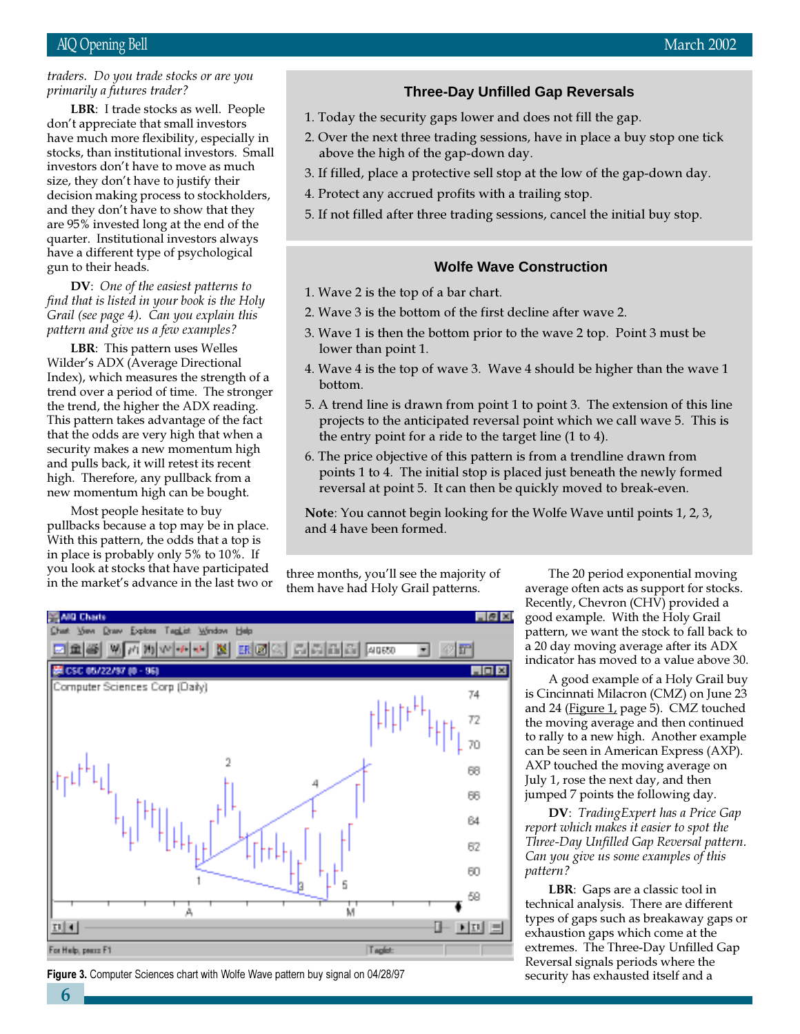*traders. Do you trade stocks or are you primarily a futures trader?*

**LBR**: I trade stocks as well. People don't appreciate that small investors have much more flexibility, especially in stocks, than institutional investors. Small investors don't have to move as much size, they don't have to justify their decision making process to stockholders, and they don't have to show that they are 95% invested long at the end of the quarter. Institutional investors always have a different type of psychological gun to their heads.

**DV**: *One of the easiest patterns to find that is listed in your book is the Holy Grail (see page 4). Can you explain this pattern and give us a few examples?*

**LBR**: This pattern uses Welles Wilder's ADX (Average Directional Index), which measures the strength of a trend over a period of time. The stronger the trend, the higher the ADX reading. This pattern takes advantage of the fact that the odds are very high that when a security makes a new momentum high and pulls back, it will retest its recent high. Therefore, any pullback from a new momentum high can be bought.

Most people hesitate to buy pullbacks because a top may be in place. With this pattern, the odds that a top is in place is probably only 5% to 10%. If you look at stocks that have participated in the market's advance in the last two or three months, you'll see the majority of them have had Holy Grail patterns.

### Three-Day Unfilled Gap Reversals

1. Today the security gaps lower and does not fill the gap.
2. Over the next three trading sessions, have in place a buy stop one tick above the high of the gap-down day.
3. If filled, place a protective sell stop at the low of the gap-down day.
4. Protect any accrued profits with a trailing stop.
5. If not filled after three trading sessions, cancel the initial buy stop.

### Wolfe Wave Construction

1. Wave 2 is the top of a bar chart.
2. Wave 3 is the bottom of the first decline after wave 2.
3. Wave 1 is then the bottom prior to the wave 2 top. Point 3 must be lower than point 1.
4. Wave 4 is the top of wave 3. Wave 4 should be higher than the wave 1 bottom.
5. A trend line is drawn from point 1 to point 3. The extension of this line projects to the anticipated reversal point which we call wave 5. This is the entry point for a ride to the target line (1 to 4).
6. The price objective of this pattern is from a trendline drawn from points 1 to 4. The initial stop is placed just beneath the newly formed reversal at point 5. It can then be quickly moved to break-even.

**Note**: You cannot begin looking for the Wolfe Wave until points 1, 2, 3, and 4 have been formed.

**Figure 3.** Computer Sciences chart with Wolfe Wave pattern buy signal on 04/28/97

The 20 period exponential moving average often acts as support for stocks. Recently, Chevron (CHV) provided a good example. With the Holy Grail pattern, we want the stock to fall back to a 20 day moving average after its ADX indicator has moved to a value above 30.

A good example of a Holy Grail buy is Cincinnati Milacron (CMZ) on June 23 and 24 (Figure 1, page 5). CMZ touched the moving average and then continued to rally to a new high. Another example can be seen in American Express (AXP). AXP touched the moving average on July 1, rose the next day, and then jumped 7 points the following day.

**DV**: *TradingExpert has a Price Gap report which makes it easier to spot the Three-Day Unfilled Gap Reversal pattern. Can you give us some examples of this pattern?*

**LBR**: Gaps are a classic tool in technical analysis. There are different types of gaps such as breakaway gaps or exhaustion gaps which come at the extremes. The Three-Day Unfilled Gap Reversal signals periods where the security has exhausted itself and a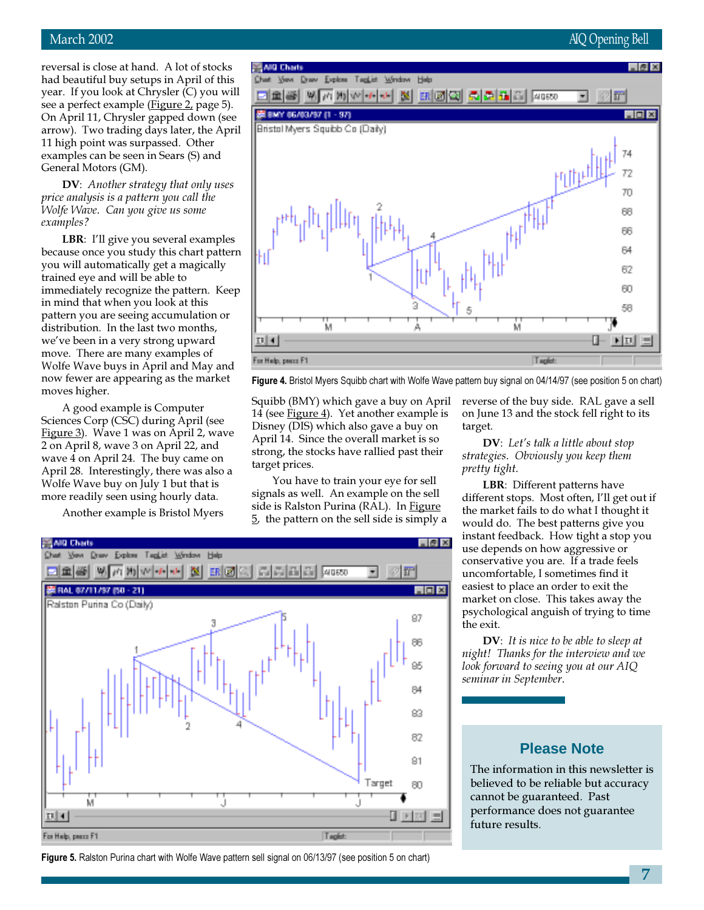reversal is close at hand. A lot of stocks had beautiful buy setups in April of this year. If you look at Chrysler (C) you will see a perfect example (Figure 2, page 5). On April 11, Chrysler gapped down (see arrow). Two trading days later, the April 11 high point was surpassed. Other examples can be seen in Sears (S) and General Motors (GM).

**DV**: *Another strategy that only uses price analysis is a pattern you call the Wolfe Wave. Can you give us some examples?*

**LBR**: I'll give you several examples because once you study this chart pattern you will automatically get a magically trained eye and will be able to immediately recognize the pattern. Keep in mind that when you look at this pattern you are seeing accumulation or distribution. In the last two months, we've been in a very strong upward move. There are many examples of Wolfe Wave buys in April and May and now fewer are appearing as the market moves higher.

A good example is Computer Sciences Corp (CSC) during April (see Figure 3). Wave 1 was on April 2, wave 2 on April 8, wave 3 on April 22, and wave 4 on April 24. The buy came on April 28. Interestingly, there was also a Wolfe Wave buy on July 1 but that is more readily seen using hourly data.

Another example is Bristol Myers Squibb (BMY) which gave a buy on April 14 (see Figure 4). Yet another example is Disney (DIS) which also gave a buy on April 14. Since the overall market is so strong, the stocks have rallied past their target prices.

**Figure 4.** Bristol Myers Squibb chart with Wolfe Wave pattern buy signal on 04/14/97 (see position 5 on chart)

You have to train your eye for sell signals as well. An example on the sell side is Ralston Purina (RAL). In Figure 5, the pattern on the sell side is simply a reverse of the buy side. RAL gave a sell on June 13 and the stock fell right to its target.

**Figure 5.** Ralston Purina chart with Wolfe Wave pattern sell signal on 06/13/97 (see position 5 on chart)

**DV**: *Let's talk a little about stop strategies. Obviously you keep them pretty tight.*

**LBR**: Different patterns have different stops. Most often, I'll get out if the market fails to do what I thought it would do. The best patterns give you instant feedback. How tight a stop you use depends on how aggressive or conservative you are. If a trade feels uncomfortable, I sometimes find it easiest to place an order to exit the market on close. This takes away the psychological anguish of trying to time the exit.

**DV**: *It is nice to be able to sleep at night! Thanks for the interview and we look forward to seeing you at our AIQ seminar in September.*

## Please Note

The information in this newsletter is believed to be reliable but accuracy cannot be guaranteed. Past performance does not guarantee future results.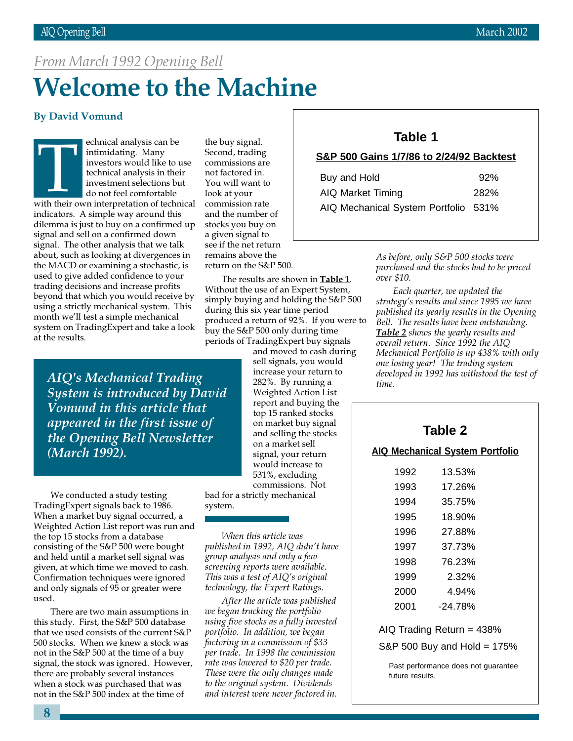*From March 1992 Opening Bell*

# Welcome to the Machine

**By David Vomund**

Technical analysis can be intimidating. Many investors would like to use technical analysis in their investment selections but do not feel comfortable with their own interpretation of technical indicators. A simple way around this dilemma is just to buy on a confirmed up signal and sell on a confirmed down signal. The other analysis that we talk about, such as looking at divergences in the MACD or examining a stochastic, is used to give added confidence to your trading decisions and increase profits beyond that which you would receive by using a strictly mechanical system. This month we'll test a simple mechanical system on TradingExpert and take a look at the results.

*AIQ's Mechanical Trading System is introduced by David Vomund in this article that appeared in the first issue of the Opening Bell Newsletter (March 1992).*

We conducted a study testing TradingExpert signals back to 1986. When a market buy signal occurred, a Weighted Action List report was run and the top 15 stocks from a database consisting of the S&P 500 were bought and held until a market sell signal was given, at which time we moved to cash. Confirmation techniques were ignored and only signals of 95 or greater were used.

There are two main assumptions in this study. First, the S&P 500 database that we used consists of the current S&P 500 stocks. When we knew a stock was not in the S&P 500 at the time of a buy signal, the stock was ignored. However, there are probably several instances when a stock was purchased that was not in the S&P 500 index at the time of the buy signal. Second, trading commissions are not factored in. You will want to look at your commission rate and the number of stocks you buy on a given signal to see if the net return remains above the return on the S&P 500.

The results are shown in **Table 1**. Without the use of an Expert System, simply buying and holding the S&P 500 during this six year time period produced a return of 92%. If you were to buy the S&P 500 only during time periods of TradingExpert buy signals and moved to cash during sell signals, you would increase your return to 282%. By running a Weighted Action List report and buying the top 15 ranked stocks on market buy signal and selling the stocks on a market sell signal, your return would increase to 531%, excluding commissions. Not bad for a strictly mechanical system.

**Table 1**

**S&P 500 Gains 1/7/86 to 2/24/92 Backtest**

| | |
|---|---|
| Buy and Hold | 92% |
| AIQ Market Timing | 282% |
| AIQ Mechanical System Portfolio | 531% |

*When this article was published in 1992, AIQ didn't have group analysis and only a few screening reports were available. This was a test of AIQ's original technology, the Expert Ratings.*

*After the article was published we began tracking the portfolio using five stocks as a fully invested portfolio. In addition, we began factoring in a commission of $33 per trade. In 1998 the commission rate was lowered to $20 per trade. These were the only changes made to the original system. Dividends and interest were never factored in. As before, only S&P 500 stocks were purchased and the stocks had to be priced over $10.*

*Each quarter, we updated the strategy's results and since 1995 we have published its yearly results in the Opening Bell. The results have been outstanding.* ***Table 2*** *shows the yearly results and overall return. Since 1992 the AIQ Mechanical Portfolio is up 438% with only one losing year! The trading system developed in 1992 has withstood the test of time.*

**Table 2**

**AIQ Mechanical System Portfolio**

| | |
|---|---|
| 1992 | 13.53% |
| 1993 | 17.26% |
| 1994 | 35.75% |
| 1995 | 18.90% |
| 1996 | 27.88% |
| 1997 | 37.73% |
| 1998 | 76.23% |
| 1999 | 2.32% |
| 2000 | 4.94% |
| 2001 | -24.78% |

AIQ Trading Return = 438%

S&P 500 Buy and Hold = 175%

Past performance does not guarantee future results.